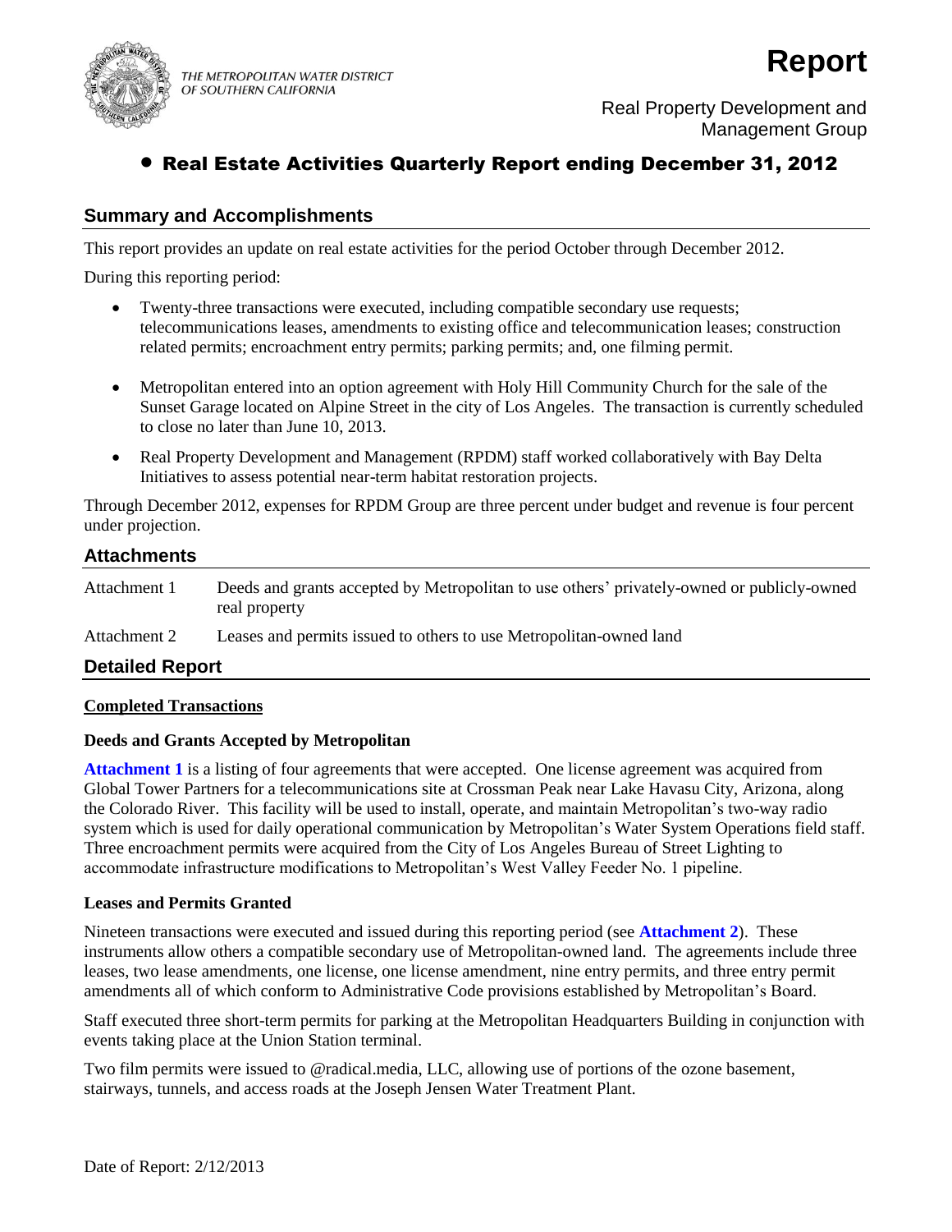THE METROPOLITAN WATER DISTRICT OF SOUTHERN CALIFORNIA

# Report

Real Property Development and Management Group

## • Real Estate Activities Quarterly Report ending December 31, 2012

### Summary and Accomplishments

This report provides an update on real estate activities for the period October through December 2012.

During this reporting period:

- Twenty-three transactions were executed, including compatible secondary use requests; telecommunications leases, amendments to existing office and telecommunication leases; construction related permits; encroachment entry permits; parking permits; and, one filming permit.
- Metropolitan entered into an option agreement with Holy Hill Community Church for the sale of the Sunset Garage located on Alpine Street in the city of Los Angeles. The transaction is currently scheduled to close no later than June 10, 2013.
- Real Property Development and Management (RPDM) staff worked collaboratively with Bay Delta Initiatives to assess potential near-term habitat restoration projects.

Through December 2012, expenses for RPDM Group are three percent under budget and revenue is four percent under projection.

### Attachments

| | |
|---|---|
| Attachment 1 | Deeds and grants accepted by Metropolitan to use others' privately-owned or publicly-owned real property |
| Attachment 2 | Leases and permits issued to others to use Metropolitan-owned land |

### Detailed Report

**Completed Transactions**

**Deeds and Grants Accepted by Metropolitan**

**Attachment 1** is a listing of four agreements that were accepted. One license agreement was acquired from Global Tower Partners for a telecommunications site at Crossman Peak near Lake Havasu City, Arizona, along the Colorado River. This facility will be used to install, operate, and maintain Metropolitan's two-way radio system which is used for daily operational communication by Metropolitan's Water System Operations field staff. Three encroachment permits were acquired from the City of Los Angeles Bureau of Street Lighting to accommodate infrastructure modifications to Metropolitan's West Valley Feeder No. 1 pipeline.

**Leases and Permits Granted**

Nineteen transactions were executed and issued during this reporting period (see **Attachment 2**). These instruments allow others a compatible secondary use of Metropolitan-owned land. The agreements include three leases, two lease amendments, one license, one license amendment, nine entry permits, and three entry permit amendments all of which conform to Administrative Code provisions established by Metropolitan's Board.

Staff executed three short-term permits for parking at the Metropolitan Headquarters Building in conjunction with events taking place at the Union Station terminal.

Two film permits were issued to @radical.media, LLC, allowing use of portions of the ozone basement, stairways, tunnels, and access roads at the Joseph Jensen Water Treatment Plant.

Date of Report: 2/12/2013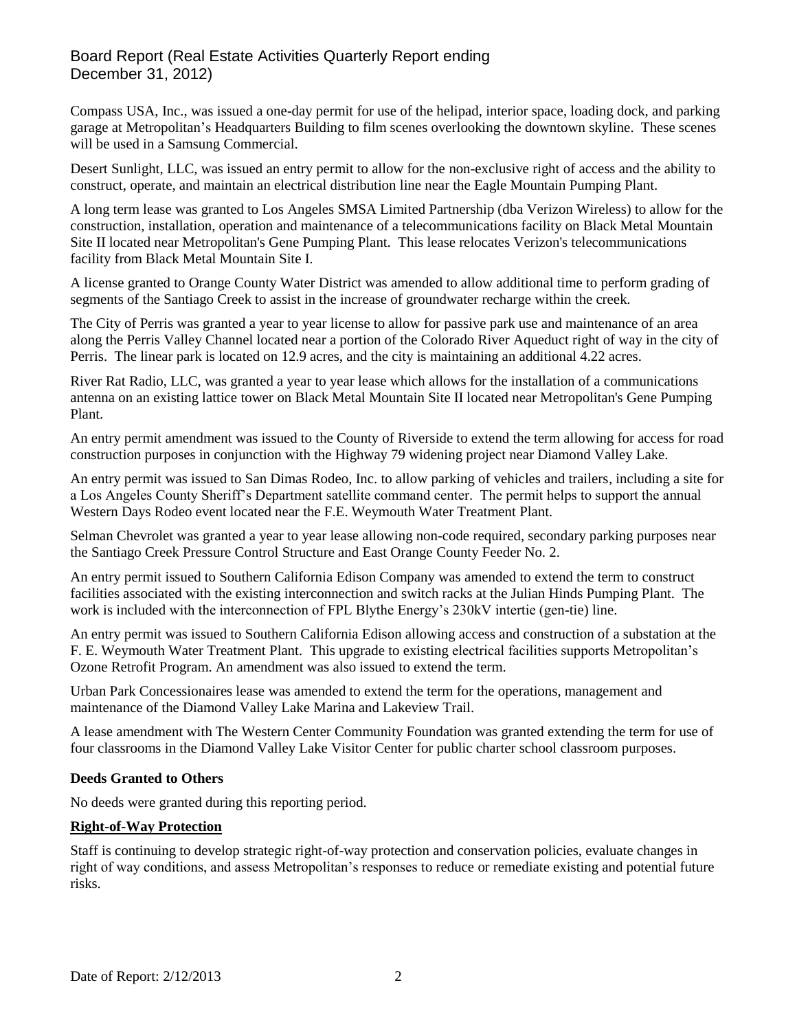Compass USA, Inc., was issued a one-day permit for use of the helipad, interior space, loading dock, and parking garage at Metropolitan's Headquarters Building to film scenes overlooking the downtown skyline. These scenes will be used in a Samsung Commercial.

Desert Sunlight, LLC, was issued an entry permit to allow for the non-exclusive right of access and the ability to construct, operate, and maintain an electrical distribution line near the Eagle Mountain Pumping Plant.

A long term lease was granted to Los Angeles SMSA Limited Partnership (dba Verizon Wireless) to allow for the construction, installation, operation and maintenance of a telecommunications facility on Black Metal Mountain Site II located near Metropolitan's Gene Pumping Plant. This lease relocates Verizon's telecommunications facility from Black Metal Mountain Site I.

A license granted to Orange County Water District was amended to allow additional time to perform grading of segments of the Santiago Creek to assist in the increase of groundwater recharge within the creek.

The City of Perris was granted a year to year license to allow for passive park use and maintenance of an area along the Perris Valley Channel located near a portion of the Colorado River Aqueduct right of way in the city of Perris. The linear park is located on 12.9 acres, and the city is maintaining an additional 4.22 acres.

River Rat Radio, LLC, was granted a year to year lease which allows for the installation of a communications antenna on an existing lattice tower on Black Metal Mountain Site II located near Metropolitan's Gene Pumping Plant.

An entry permit amendment was issued to the County of Riverside to extend the term allowing for access for road construction purposes in conjunction with the Highway 79 widening project near Diamond Valley Lake.

An entry permit was issued to San Dimas Rodeo, Inc. to allow parking of vehicles and trailers, including a site for a Los Angeles County Sheriff's Department satellite command center. The permit helps to support the annual Western Days Rodeo event located near the F.E. Weymouth Water Treatment Plant.

Selman Chevrolet was granted a year to year lease allowing non-code required, secondary parking purposes near the Santiago Creek Pressure Control Structure and East Orange County Feeder No. 2.

An entry permit issued to Southern California Edison Company was amended to extend the term to construct facilities associated with the existing interconnection and switch racks at the Julian Hinds Pumping Plant. The work is included with the interconnection of FPL Blythe Energy's 230kV intertie (gen-tie) line.

An entry permit was issued to Southern California Edison allowing access and construction of a substation at the F. E. Weymouth Water Treatment Plant. This upgrade to existing electrical facilities supports Metropolitan's Ozone Retrofit Program. An amendment was also issued to extend the term.

Urban Park Concessionaires lease was amended to extend the term for the operations, management and maintenance of the Diamond Valley Lake Marina and Lakeview Trail.

A lease amendment with The Western Center Community Foundation was granted extending the term for use of four classrooms in the Diamond Valley Lake Visitor Center for public charter school classroom purposes.

**Deeds Granted to Others**

No deeds were granted during this reporting period.

**Right-of-Way Protection**

Staff is continuing to develop strategic right-of-way protection and conservation policies, evaluate changes in right of way conditions, and assess Metropolitan's responses to reduce or remediate existing and potential future risks.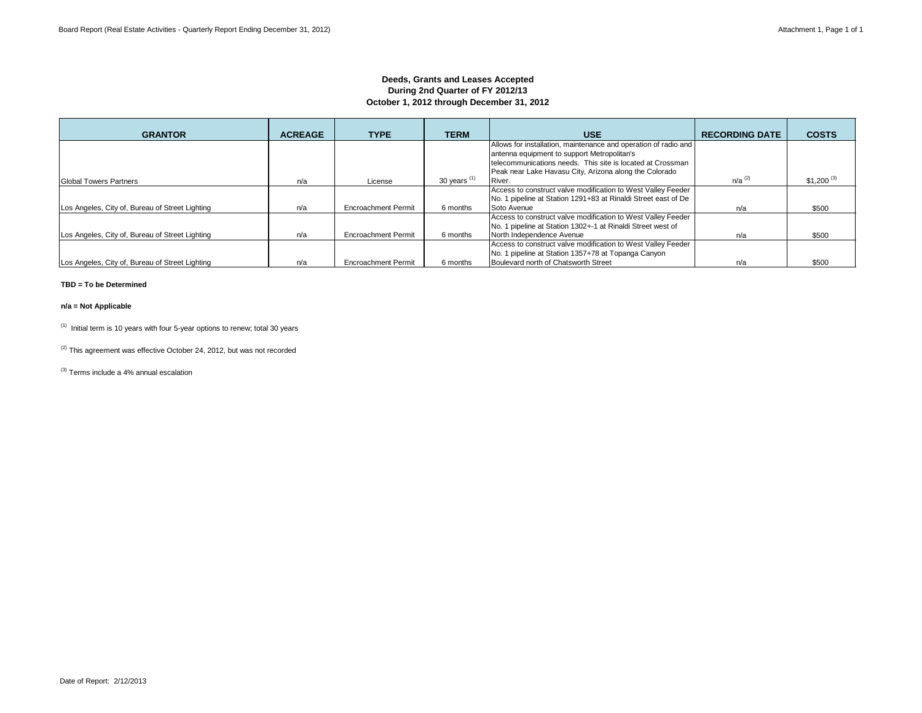**Deeds, Grants and Leases Accepted**
**During 2nd Quarter of FY 2012/13**
**October 1, 2012 through December 31, 2012**

| GRANTOR | ACREAGE | TYPE | TERM | USE | RECORDING DATE | COSTS |
|---|---|---|---|---|---|---|
| Global Towers Partners | n/a | License | 30 years [1] | Allows for installation, maintenance and operation of radio and antenna equipment to support Metropolitan's telecommunications needs. This site is located at Crossman Peak near Lake Havasu City, Arizona along the Colorado River. | n/a [2] | $1,200 [3] |
| Los Angeles, City of, Bureau of Street Lighting | n/a | Encroachment Permit | 6 months | Access to construct valve modification to West Valley Feeder No. 1 pipeline at Station 1291+83 at Rinaldi Street east of De Soto Avenue | n/a | $500 |
| Los Angeles, City of, Bureau of Street Lighting | n/a | Encroachment Permit | 6 months | Access to construct valve modification to West Valley Feeder No. 1 pipeline at Station 1302+-1 at Rinaldi Street west of North Independence Avenue | n/a | $500 |
| Los Angeles, City of, Bureau of Street Lighting | n/a | Encroachment Permit | 6 months | Access to construct valve modification to West Valley Feeder No. 1 pipeline at Station 1357+78 at Topanga Canyon Boulevard north of Chatsworth Street | n/a | $500 |

**TBD = To be Determined**

**n/a = Not Applicable**

[1] Initial term is 10 years with four 5-year options to renew; total 30 years

[2] This agreement was effective October 24, 2012, but was not recorded

[3] Terms include a 4% annual escalation

Date of Report: 2/12/2013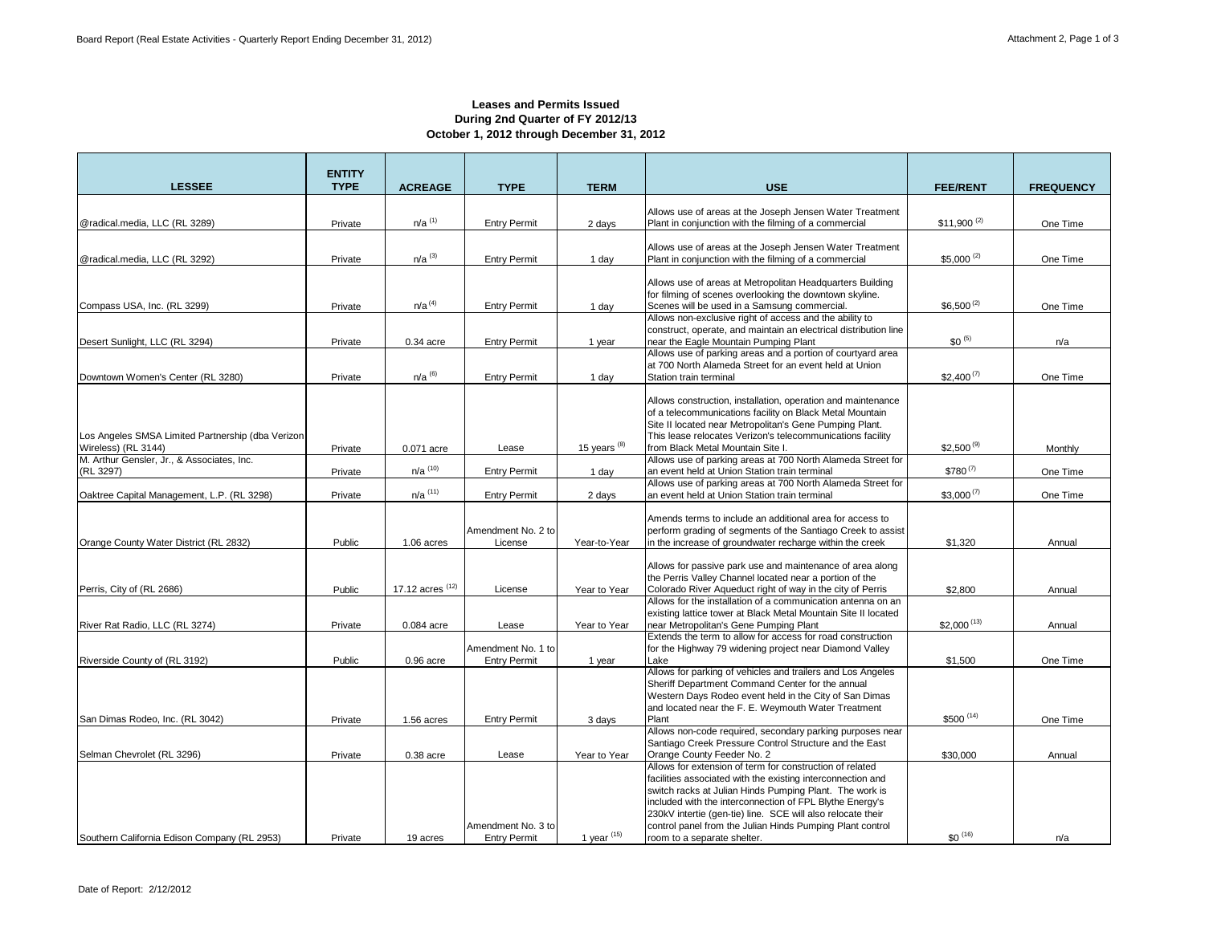**Leases and Permits Issued**
**During 2nd Quarter of FY 2012/13**
**October 1, 2012 through December 31, 2012**

| LESSEE | ENTITY TYPE | ACREAGE | TYPE | TERM | USE | FEE/RENT | FREQUENCY |
|---|---|---|---|---|---|---|---|
| @radical.media, LLC (RL 3289) | Private | n/a [(1)] | Entry Permit | 2 days | Allows use of areas at the Joseph Jensen Water Treatment Plant in conjunction with the filming of a commercial | $11,900 [(2)] | One Time |
| @radical.media, LLC (RL 3292) | Private | n/a [(3)] | Entry Permit | 1 day | Allows use of areas at the Joseph Jensen Water Treatment Plant in conjunction with the filming of a commercial | $5,000 [(2)] | One Time |
| Compass USA, Inc. (RL 3299) | Private | n/a [(4)] | Entry Permit | 1 day | Allows use of areas at Metropolitan Headquarters Building for filming of scenes overlooking the downtown skyline. Scenes will be used in a Samsung commercial. | $6,500 [(2)] | One Time |
| Desert Sunlight, LLC (RL 3294) | Private | 0.34 acre | Entry Permit | 1 year | Allows non-exclusive right of access and the ability to construct, operate, and maintain an electrical distribution line near the Eagle Mountain Pumping Plant | $0 [(5)] | n/a |
| Downtown Women's Center (RL 3280) | Private | n/a [(6)] | Entry Permit | 1 day | Allows use of parking areas and a portion of courtyard area at 700 North Alameda Street for an event held at Union Station train terminal | $2,400 [(7)] | One Time |
| Los Angeles SMSA Limited Partnership (dba Verizon Wireless) (RL 3144) | Private | 0.071 acre | Lease | 15 years [(8)] | Allows construction, installation, operation and maintenance of a telecommunications facility on Black Metal Mountain Site II located near Metropolitan's Gene Pumping Plant. This lease relocates Verizon's telecommunications facility from Black Metal Mountain Site I. | $2,500 [(9)] | Monthly |
| M. Arthur Gensler, Jr., & Associates, Inc. (RL 3297) | Private | n/a [(10)] | Entry Permit | 1 day | Allows use of parking areas at 700 North Alameda Street for an event held at Union Station train terminal | $780 [(7)] | One Time |
| Oaktree Capital Management, L.P. (RL 3298) | Private | n/a [(11)] | Entry Permit | 2 days | Allows use of parking areas at 700 North Alameda Street for an event held at Union Station train terminal | $3,000 [(7)] | One Time |
| Orange County Water District (RL 2832) | Public | 1.06 acres | Amendment No. 2 to License | Year-to-Year | Amends terms to include an additional area for access to perform grading of segments of the Santiago Creek to assist in the increase of groundwater recharge within the creek | $1,320 | Annual |
| Perris, City of (RL 2686) | Public | 17.12 acres [(12)] | License | Year to Year | Allows for passive park use and maintenance of area along the Perris Valley Channel located near a portion of the Colorado River Aqueduct right of way in the city of Perris | $2,800 | Annual |
| River Rat Radio, LLC (RL 3274) | Private | 0.084 acre | Lease | Year to Year | Allows for the installation of a communication antenna on an existing lattice tower at Black Metal Mountain Site II located near Metropolitan's Gene Pumping Plant | $2,000 [(13)] | Annual |
| Riverside County of (RL 3192) | Public | 0.96 acre | Amendment No. 1 to Entry Permit | 1 year | Extends the term to allow for access for road construction for the Highway 79 widening project near Diamond Valley Lake | $1,500 | One Time |
| San Dimas Rodeo, Inc. (RL 3042) | Private | 1.56 acres | Entry Permit | 3 days | Allows for parking of vehicles and trailers and Los Angeles Sheriff Department Command Center for the annual Western Days Rodeo event held in the City of San Dimas and located near the F. E. Weymouth Water Treatment Plant | $500 [(14)] | One Time |
| Selman Chevrolet (RL 3296) | Private | 0.38 acre | Lease | Year to Year | Allows non-code required, secondary parking purposes near Santiago Creek Pressure Control Structure and the East Orange County Feeder No. 2 | $30,000 | Annual |
| Southern California Edison Company (RL 2953) | Private | 19 acres | Amendment No. 3 to Entry Permit | 1 year [(15)] | Allows for extension of term for construction of related facilities associated with the existing interconnection and switch racks at Julian Hinds Pumping Plant. The work is included with the interconnection of FPL Blythe Energy's 230kV intertie (gen-tie) line. SCE will also relocate their control panel from the Julian Hinds Pumping Plant control room to a separate shelter. | $0 [(16)] | n/a |

Date of Report: 2/12/2012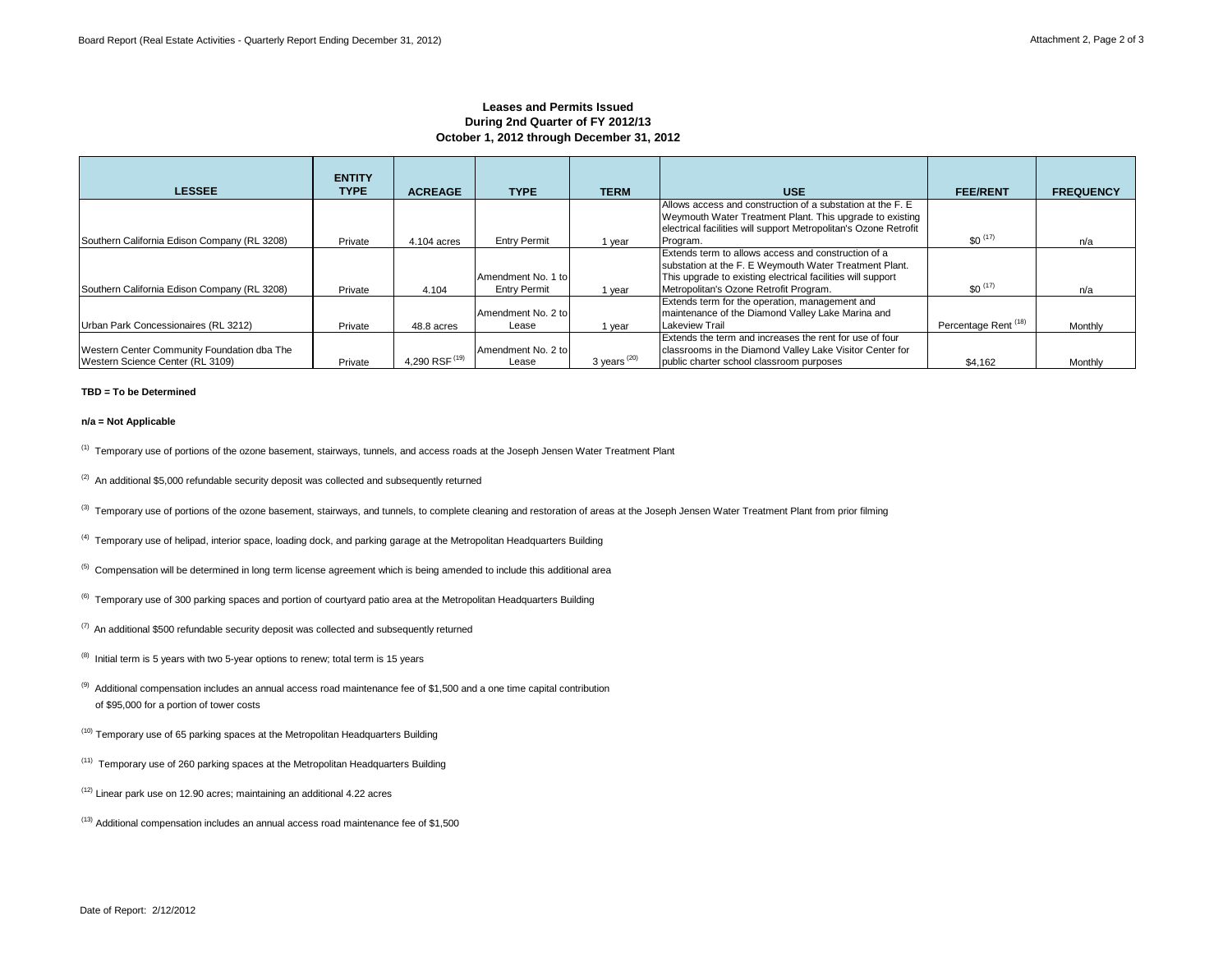### Leases and Permits Issued
### During 2nd Quarter of FY 2012/13
### October 1, 2012 through December 31, 2012

| LESSEE | ENTITY TYPE | ACREAGE | TYPE | TERM | USE | FEE/RENT | FREQUENCY |
|---|---|---|---|---|---|---|---|
| Southern California Edison Company (RL 3208) | Private | 4.104 acres | Entry Permit | 1 year | Allows access and construction of a substation at the F. E Weymouth Water Treatment Plant. This upgrade to existing electrical facilities will support Metropolitan's Ozone Retrofit Program. | $0 [17] | n/a |
| Southern California Edison Company (RL 3208) | Private | 4.104 | Amendment No. 1 to Entry Permit | 1 year | Extends term to allows access and construction of a substation at the F. E Weymouth Water Treatment Plant. This upgrade to existing electrical facilities will support Metropolitan's Ozone Retrofit Program. | $0 [17] | n/a |
| Urban Park Concessionaires (RL 3212) | Private | 48.8 acres | Amendment No. 2 to Lease | 1 year | Extends term for the operation, management and maintenance of the Diamond Valley Lake Marina and Lakeview Trail | Percentage Rent [18] | Monthly |
| Western Center Community Foundation dba The Western Science Center (RL 3109) | Private | 4,290 RSF [19] | Amendment No. 2 to Lease | 3 years [20] | Extends the term and increases the rent for use of four classrooms in the Diamond Valley Lake Visitor Center for public charter school classroom purposes | $4,162 | Monthly |

**TBD = To be Determined**

**n/a = Not Applicable**

[1] Temporary use of portions of the ozone basement, stairways, tunnels, and access roads at the Joseph Jensen Water Treatment Plant

[2] An additional $5,000 refundable security deposit was collected and subsequently returned

[3] Temporary use of portions of the ozone basement, stairways, and tunnels, to complete cleaning and restoration of areas at the Joseph Jensen Water Treatment Plant from prior filming

[4] Temporary use of helipad, interior space, loading dock, and parking garage at the Metropolitan Headquarters Building

[5] Compensation will be determined in long term license agreement which is being amended to include this additional area

[6] Temporary use of 300 parking spaces and portion of courtyard patio area at the Metropolitan Headquarters Building

[7] An additional $500 refundable security deposit was collected and subsequently returned

[8] Initial term is 5 years with two 5-year options to renew; total term is 15 years

[9] Additional compensation includes an annual access road maintenance fee of $1,500 and a one time capital contribution of $95,000 for a portion of tower costs

[10] Temporary use of 65 parking spaces at the Metropolitan Headquarters Building

[11] Temporary use of 260 parking spaces at the Metropolitan Headquarters Building

[12] Linear park use on 12.90 acres; maintaining an additional 4.22 acres

[13] Additional compensation includes an annual access road maintenance fee of $1,500

Date of Report: 2/12/2012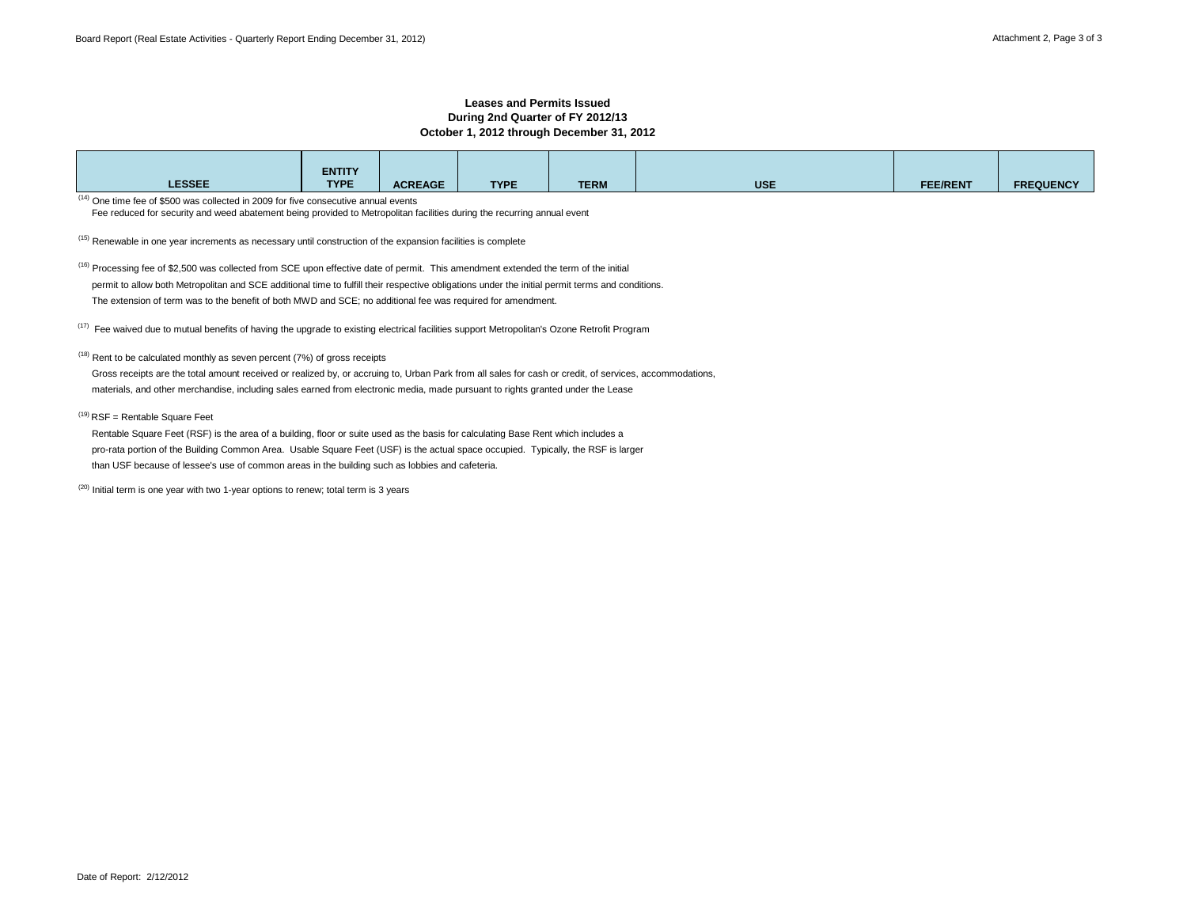### Leases and Permits Issued
### During 2nd Quarter of FY 2012/13
### October 1, 2012 through December 31, 2012

| LESSEE | ENTITY TYPE | ACREAGE | TYPE | TERM | USE | FEE/RENT | FREQUENCY |
|---|---|---|---|---|---|---|---|

(14) One time fee of $500 was collected in 2009 for five consecutive annual events
Fee reduced for security and weed abatement being provided to Metropolitan facilities during the recurring annual event

(15) Renewable in one year increments as necessary until construction of the expansion facilities is complete

(16) Processing fee of $2,500 was collected from SCE upon effective date of permit. This amendment extended the term of the initial permit to allow both Metropolitan and SCE additional time to fulfill their respective obligations under the initial permit terms and conditions. The extension of term was to the benefit of both MWD and SCE; no additional fee was required for amendment.

(17) Fee waived due to mutual benefits of having the upgrade to existing electrical facilities support Metropolitan's Ozone Retrofit Program

(18) Rent to be calculated monthly as seven percent (7%) of gross receipts
Gross receipts are the total amount received or realized by, or accruing to, Urban Park from all sales for cash or credit, of services, accommodations, materials, and other merchandise, including sales earned from electronic media, made pursuant to rights granted under the Lease

(19) RSF = Rentable Square Feet
Rentable Square Feet (RSF) is the area of a building, floor or suite used as the basis for calculating Base Rent which includes a pro-rata portion of the Building Common Area. Usable Square Feet (USF) is the actual space occupied. Typically, the RSF is larger than USF because of lessee's use of common areas in the building such as lobbies and cafeteria.

(20) Initial term is one year with two 1-year options to renew; total term is 3 years

Date of Report: 2/12/2012